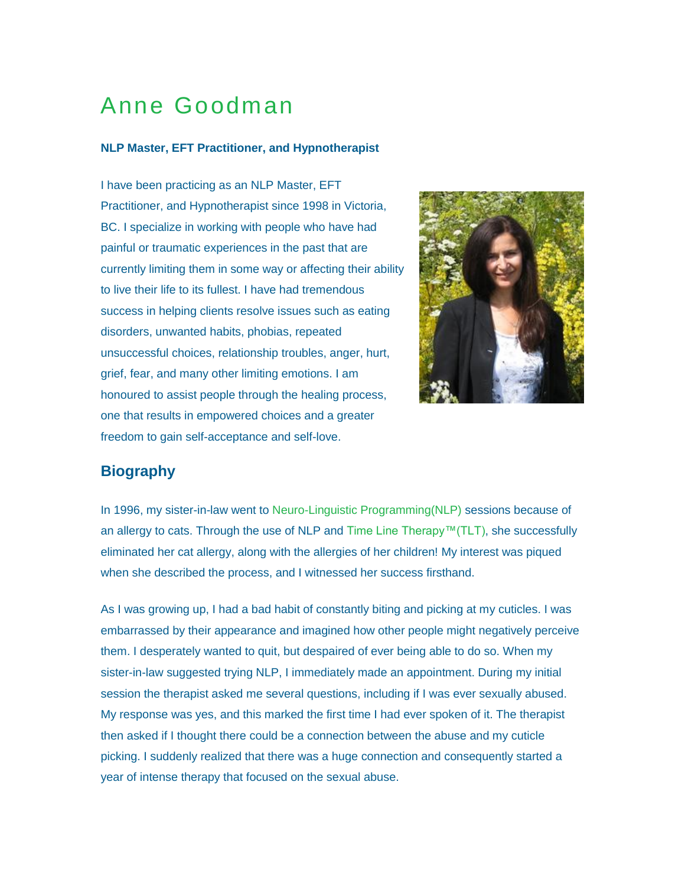# Anne Goodman

**NLP Master, EFT Practitioner, and Hypnotherapist**

I have been practicing as an NLP Master, EFT Practitioner, and Hypnotherapist since 1998 in Victoria, BC. I specialize in working with people who have had painful or traumatic experiences in the past that are currently limiting them in some way or affecting their ability to live their life to its fullest. I have had tremendous success in helping clients resolve issues such as eating disorders, unwanted habits, phobias, repeated unsuccessful choices, relationship troubles, anger, hurt, grief, fear, and many other limiting emotions. I am honoured to assist people through the healing process, one that results in empowered choices and a greater freedom to gain self-acceptance and self-love.

## Biography

In 1996, my sister-in-law went to Neuro-Linguistic Programming(NLP) sessions because of an allergy to cats. Through the use of NLP and Time Line Therapy™(TLT), she successfully eliminated her cat allergy, along with the allergies of her children! My interest was piqued when she described the process, and I witnessed her success firsthand.

As I was growing up, I had a bad habit of constantly biting and picking at my cuticles. I was embarrassed by their appearance and imagined how other people might negatively perceive them. I desperately wanted to quit, but despaired of ever being able to do so. When my sister-in-law suggested trying NLP, I immediately made an appointment. During my initial session the therapist asked me several questions, including if I was ever sexually abused. My response was yes, and this marked the first time I had ever spoken of it. The therapist then asked if I thought there could be a connection between the abuse and my cuticle picking. I suddenly realized that there was a huge connection and consequently started a year of intense therapy that focused on the sexual abuse.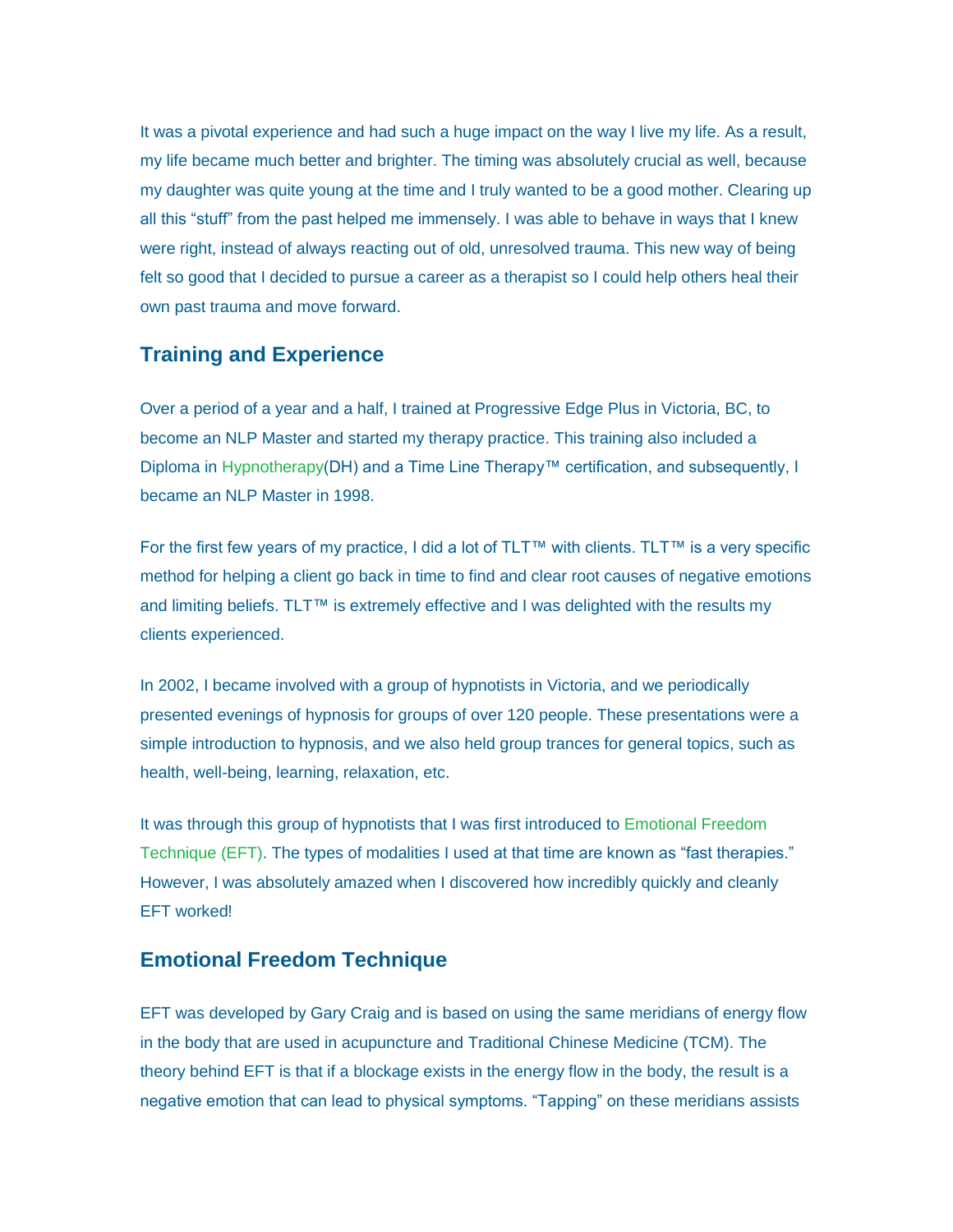It was a pivotal experience and had such a huge impact on the way I live my life. As a result, my life became much better and brighter. The timing was absolutely crucial as well, because my daughter was quite young at the time and I truly wanted to be a good mother. Clearing up all this “stuff” from the past helped me immensely. I was able to behave in ways that I knew were right, instead of always reacting out of old, unresolved trauma. This new way of being felt so good that I decided to pursue a career as a therapist so I could help others heal their own past trauma and move forward.

## Training and Experience

Over a period of a year and a half, I trained at Progressive Edge Plus in Victoria, BC, to become an NLP Master and started my therapy practice. This training also included a Diploma in Hypnotherapy(DH) and a Time Line Therapy™ certification, and subsequently, I became an NLP Master in 1998.

For the first few years of my practice, I did a lot of TLT™ with clients. TLT™ is a very specific method for helping a client go back in time to find and clear root causes of negative emotions and limiting beliefs. TLT™ is extremely effective and I was delighted with the results my clients experienced.

In 2002, I became involved with a group of hypnotists in Victoria, and we periodically presented evenings of hypnosis for groups of over 120 people. These presentations were a simple introduction to hypnosis, and we also held group trances for general topics, such as health, well-being, learning, relaxation, etc.

It was through this group of hypnotists that I was first introduced to Emotional Freedom Technique (EFT). The types of modalities I used at that time are known as “fast therapies.” However, I was absolutely amazed when I discovered how incredibly quickly and cleanly EFT worked!

## Emotional Freedom Technique

EFT was developed by Gary Craig and is based on using the same meridians of energy flow in the body that are used in acupuncture and Traditional Chinese Medicine (TCM). The theory behind EFT is that if a blockage exists in the energy flow in the body, the result is a negative emotion that can lead to physical symptoms. “Tapping” on these meridians assists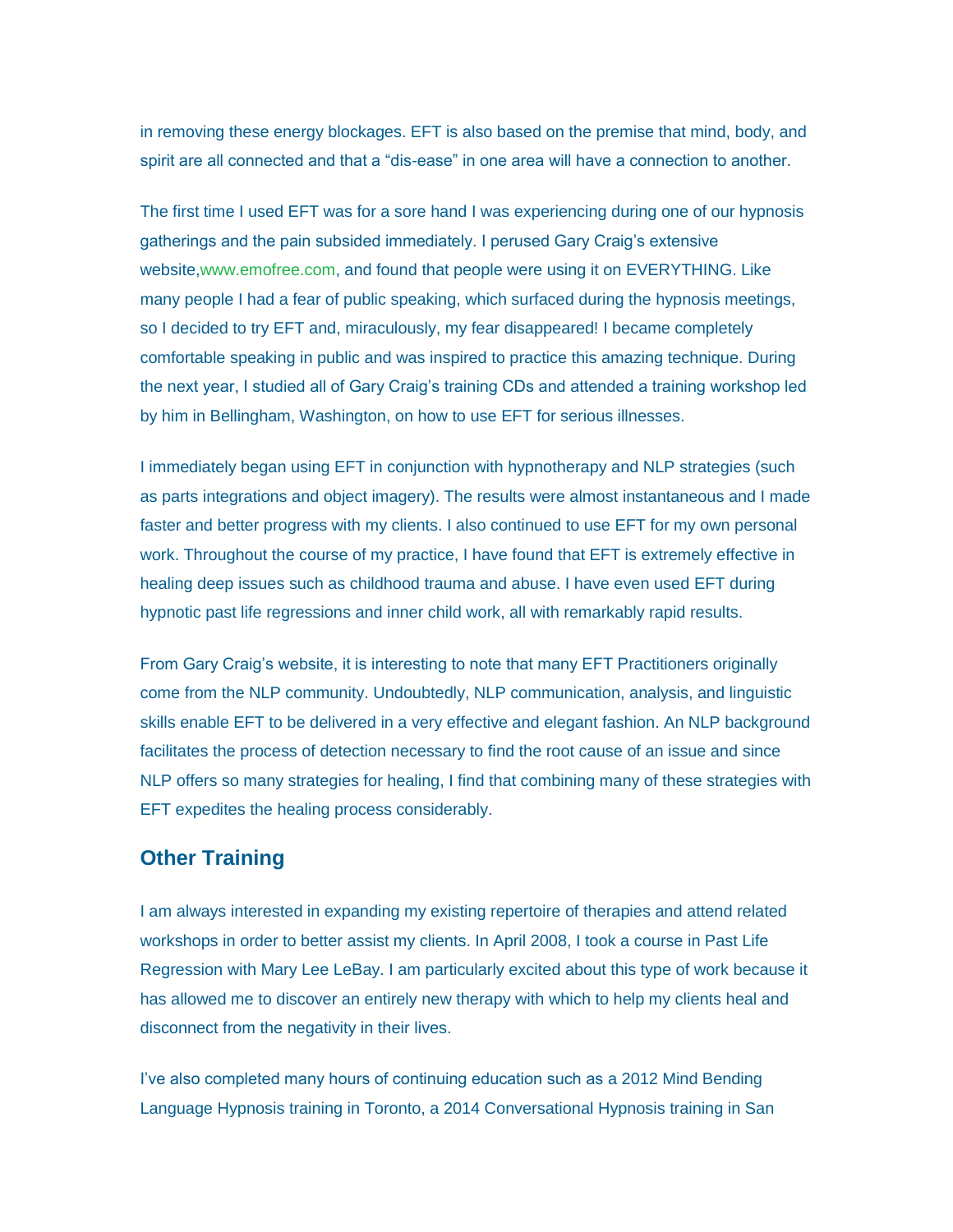in removing these energy blockages. EFT is also based on the premise that mind, body, and spirit are all connected and that a “dis-ease” in one area will have a connection to another.

The first time I used EFT was for a sore hand I was experiencing during one of our hypnosis gatherings and the pain subsided immediately. I perused Gary Craig’s extensive website,www.emofree.com, and found that people were using it on EVERYTHING. Like many people I had a fear of public speaking, which surfaced during the hypnosis meetings, so I decided to try EFT and, miraculously, my fear disappeared! I became completely comfortable speaking in public and was inspired to practice this amazing technique. During the next year, I studied all of Gary Craig’s training CDs and attended a training workshop led by him in Bellingham, Washington, on how to use EFT for serious illnesses.

I immediately began using EFT in conjunction with hypnotherapy and NLP strategies (such as parts integrations and object imagery). The results were almost instantaneous and I made faster and better progress with my clients. I also continued to use EFT for my own personal work. Throughout the course of my practice, I have found that EFT is extremely effective in healing deep issues such as childhood trauma and abuse. I have even used EFT during hypnotic past life regressions and inner child work, all with remarkably rapid results.

From Gary Craig’s website, it is interesting to note that many EFT Practitioners originally come from the NLP community. Undoubtedly, NLP communication, analysis, and linguistic skills enable EFT to be delivered in a very effective and elegant fashion. An NLP background facilitates the process of detection necessary to find the root cause of an issue and since NLP offers so many strategies for healing, I find that combining many of these strategies with EFT expedites the healing process considerably.

## Other Training

I am always interested in expanding my existing repertoire of therapies and attend related workshops in order to better assist my clients. In April 2008, I took a course in Past Life Regression with Mary Lee LeBay. I am particularly excited about this type of work because it has allowed me to discover an entirely new therapy with which to help my clients heal and disconnect from the negativity in their lives.

I’ve also completed many hours of continuing education such as a 2012 Mind Bending Language Hypnosis training in Toronto, a 2014 Conversational Hypnosis training in San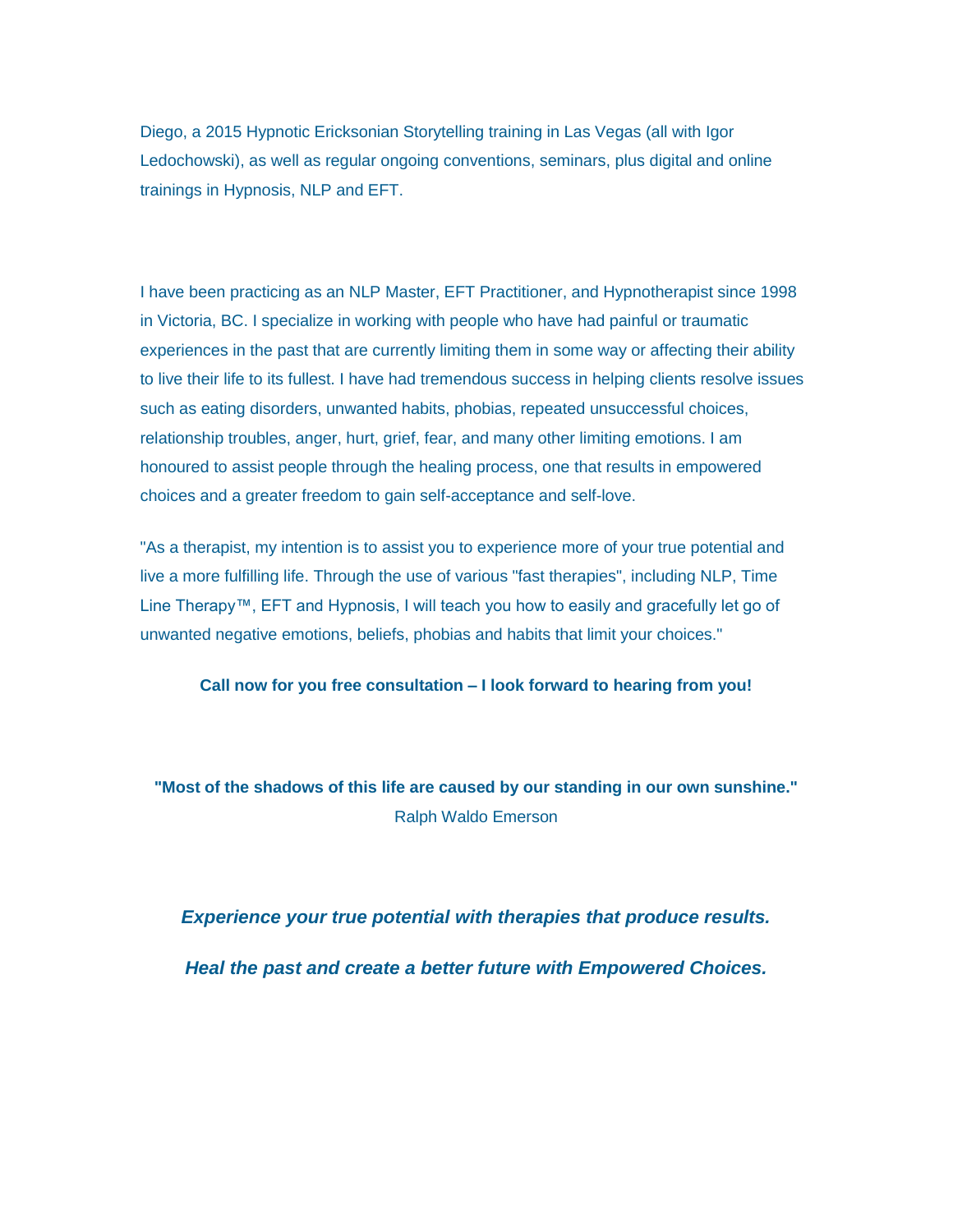Diego, a 2015 Hypnotic Ericksonian Storytelling training in Las Vegas (all with Igor Ledochowski), as well as regular ongoing conventions, seminars, plus digital and online trainings in Hypnosis, NLP and EFT.

I have been practicing as an NLP Master, EFT Practitioner, and Hypnotherapist since 1998 in Victoria, BC. I specialize in working with people who have had painful or traumatic experiences in the past that are currently limiting them in some way or affecting their ability to live their life to its fullest. I have had tremendous success in helping clients resolve issues such as eating disorders, unwanted habits, phobias, repeated unsuccessful choices, relationship troubles, anger, hurt, grief, fear, and many other limiting emotions. I am honoured to assist people through the healing process, one that results in empowered choices and a greater freedom to gain self-acceptance and self-love.

"As a therapist, my intention is to assist you to experience more of your true potential and live a more fulfilling life. Through the use of various "fast therapies", including NLP, Time Line Therapy™, EFT and Hypnosis, I will teach you how to easily and gracefully let go of unwanted negative emotions, beliefs, phobias and habits that limit your choices."

**Call now for you free consultation – I look forward to hearing from you!**

**"Most of the shadows of this life are caused by our standing in our own sunshine."**
Ralph Waldo Emerson

***Experience your true potential with therapies that produce results.***

***Heal the past and create a better future with Empowered Choices.***